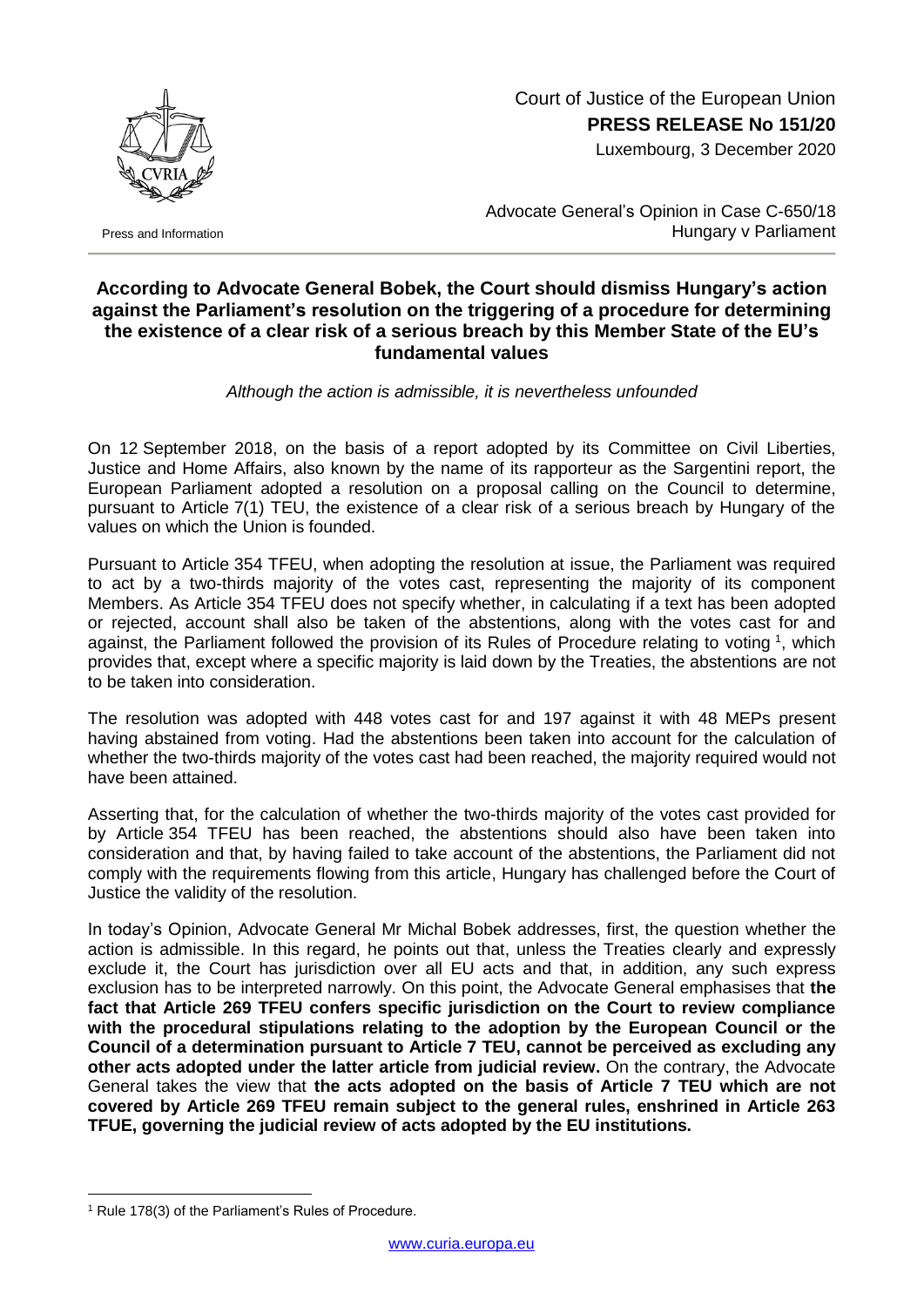Court of Justice of the European Union
**PRESS RELEASE No 151/20**
Luxembourg, 3 December 2020

Press and Information

Advocate General's Opinion in Case C-650/18
Hungary v Parliament

## According to Advocate General Bobek, the Court should dismiss Hungary's action against the Parliament's resolution on the triggering of a procedure for determining the existence of a clear risk of a serious breach by this Member State of the EU's fundamental values

*Although the action is admissible, it is nevertheless unfounded*

On 12 September 2018, on the basis of a report adopted by its Committee on Civil Liberties, Justice and Home Affairs, also known by the name of its rapporteur as the Sargentini report, the European Parliament adopted a resolution on a proposal calling on the Council to determine, pursuant to Article 7(1) TEU, the existence of a clear risk of a serious breach by Hungary of the values on which the Union is founded.

Pursuant to Article 354 TFEU, when adopting the resolution at issue, the Parliament was required to act by a two-thirds majority of the votes cast, representing the majority of its component Members. As Article 354 TFEU does not specify whether, in calculating if a text has been adopted or rejected, account shall also be taken of the abstentions, along with the votes cast for and against, the Parliament followed the provision of its Rules of Procedure relating to voting [1], which provides that, except where a specific majority is laid down by the Treaties, the abstentions are not to be taken into consideration.

The resolution was adopted with 448 votes cast for and 197 against it with 48 MEPs present having abstained from voting. Had the abstentions been taken into account for the calculation of whether the two-thirds majority of the votes cast had been reached, the majority required would not have been attained.

Asserting that, for the calculation of whether the two-thirds majority of the votes cast provided for by Article 354 TFEU has been reached, the abstentions should also have been taken into consideration and that, by having failed to take account of the abstentions, the Parliament did not comply with the requirements flowing from this article, Hungary has challenged before the Court of Justice the validity of the resolution.

In today's Opinion, Advocate General Mr Michal Bobek addresses, first, the question whether the action is admissible. In this regard, he points out that, unless the Treaties clearly and expressly exclude it, the Court has jurisdiction over all EU acts and that, in addition, any such express exclusion has to be interpreted narrowly. On this point, the Advocate General emphasises that **the fact that Article 269 TFEU confers specific jurisdiction on the Court to review compliance with the procedural stipulations relating to the adoption by the European Council or the Council of a determination pursuant to Article 7 TEU, cannot be perceived as excluding any other acts adopted under the latter article from judicial review.** On the contrary, the Advocate General takes the view that **the acts adopted on the basis of Article 7 TEU which are not covered by Article 269 TFEU remain subject to the general rules, enshrined in Article 263 TFUE, governing the judicial review of acts adopted by the EU institutions.**

[1] Rule 178(3) of the Parliament's Rules of Procedure.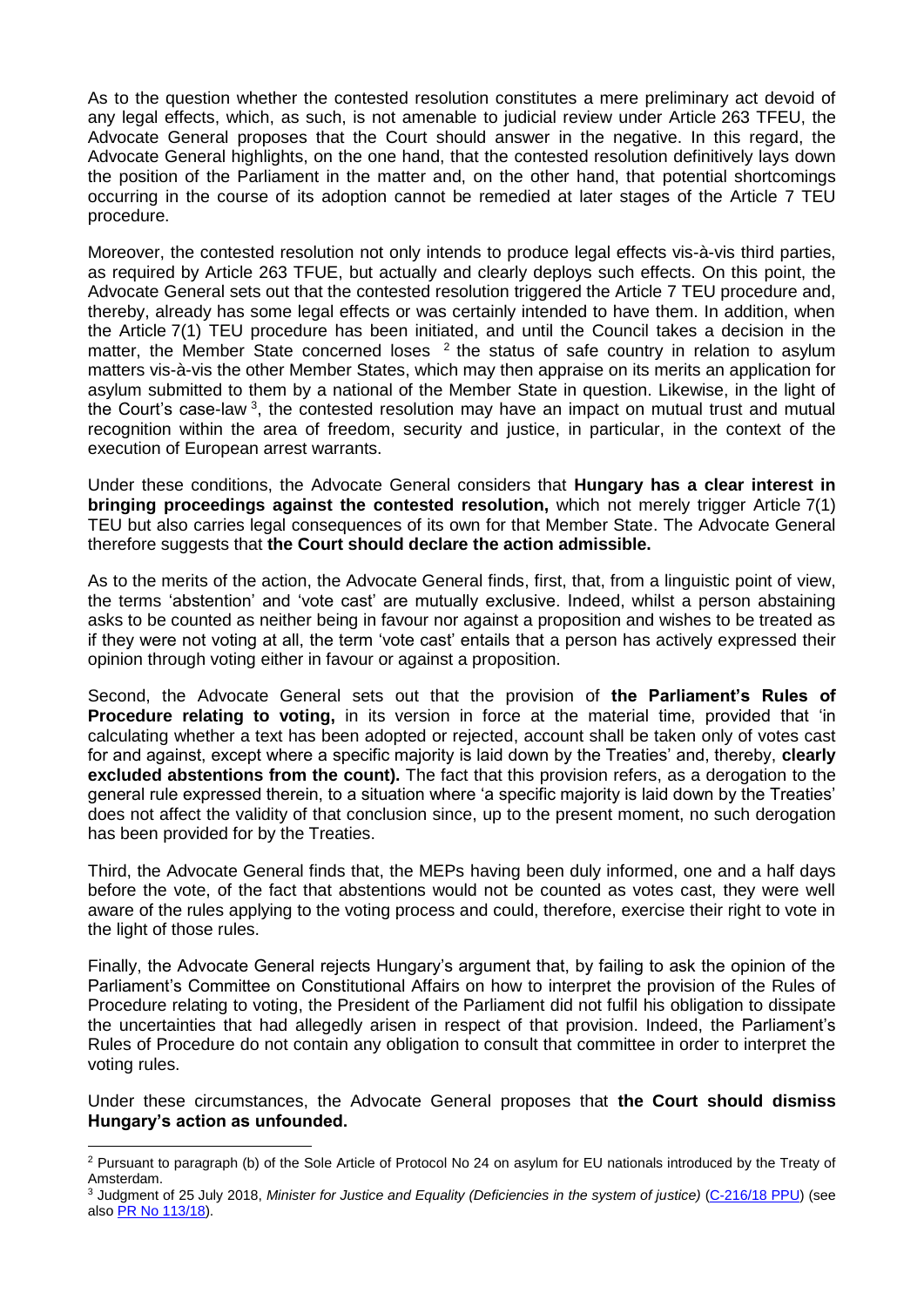As to the question whether the contested resolution constitutes a mere preliminary act devoid of any legal effects, which, as such, is not amenable to judicial review under Article 263 TFEU, the Advocate General proposes that the Court should answer in the negative. In this regard, the Advocate General highlights, on the one hand, that the contested resolution definitively lays down the position of the Parliament in the matter and, on the other hand, that potential shortcomings occurring in the course of its adoption cannot be remedied at later stages of the Article 7 TEU procedure.

Moreover, the contested resolution not only intends to produce legal effects vis-à-vis third parties, as required by Article 263 TFUE, but actually and clearly deploys such effects. On this point, the Advocate General sets out that the contested resolution triggered the Article 7 TEU procedure and, thereby, already has some legal effects or was certainly intended to have them. In addition, when the Article 7(1) TEU procedure has been initiated, and until the Council takes a decision in the matter, the Member State concerned loses [2] the status of safe country in relation to asylum matters vis-à-vis the other Member States, which may then appraise on its merits an application for asylum submitted to them by a national of the Member State in question. Likewise, in the light of the Court's case-law [3], the contested resolution may have an impact on mutual trust and mutual recognition within the area of freedom, security and justice, in particular, in the context of the execution of European arrest warrants.

Under these conditions, the Advocate General considers that **Hungary has a clear interest in bringing proceedings against the contested resolution,** which not merely trigger Article 7(1) TEU but also carries legal consequences of its own for that Member State. The Advocate General therefore suggests that **the Court should declare the action admissible.**

As to the merits of the action, the Advocate General finds, first, that, from a linguistic point of view, the terms 'abstention' and 'vote cast' are mutually exclusive. Indeed, whilst a person abstaining asks to be counted as neither being in favour nor against a proposition and wishes to be treated as if they were not voting at all, the term 'vote cast' entails that a person has actively expressed their opinion through voting either in favour or against a proposition.

Second, the Advocate General sets out that the provision of **the Parliament's Rules of Procedure relating to voting,** in its version in force at the material time, provided that 'in calculating whether a text has been adopted or rejected, account shall be taken only of votes cast for and against, except where a specific majority is laid down by the Treaties' and, thereby, **clearly excluded abstentions from the count).** The fact that this provision refers, as a derogation to the general rule expressed therein, to a situation where 'a specific majority is laid down by the Treaties' does not affect the validity of that conclusion since, up to the present moment, no such derogation has been provided for by the Treaties.

Third, the Advocate General finds that, the MEPs having been duly informed, one and a half days before the vote, of the fact that abstentions would not be counted as votes cast, they were well aware of the rules applying to the voting process and could, therefore, exercise their right to vote in the light of those rules.

Finally, the Advocate General rejects Hungary's argument that, by failing to ask the opinion of the Parliament's Committee on Constitutional Affairs on how to interpret the provision of the Rules of Procedure relating to voting, the President of the Parliament did not fulfil his obligation to dissipate the uncertainties that had allegedly arisen in respect of that provision. Indeed, the Parliament's Rules of Procedure do not contain any obligation to consult that committee in order to interpret the voting rules.

Under these circumstances, the Advocate General proposes that **the Court should dismiss Hungary's action as unfounded.**

---

[2] Pursuant to paragraph (b) of the Sole Article of Protocol No 24 on asylum for EU nationals introduced by the Treaty of Amsterdam.

[3] Judgment of 25 July 2018, *Minister for Justice and Equality (Deficiencies in the system of justice)* (C-216/18 PPU) (see also PR No 113/18).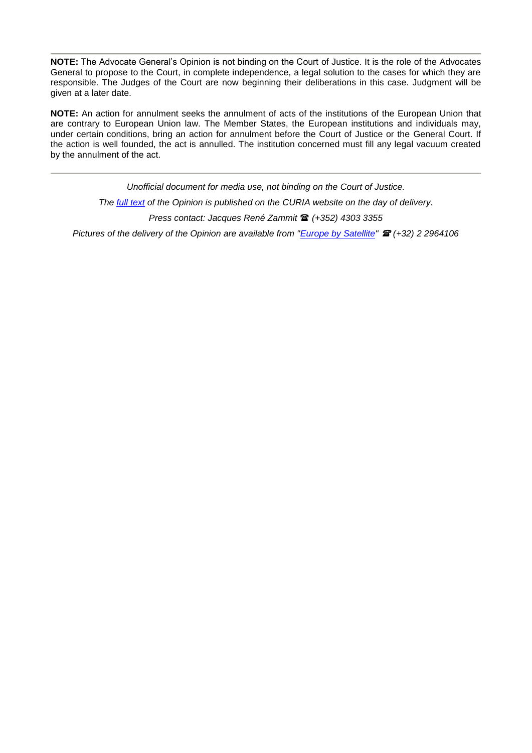---

**NOTE:** The Advocate General's Opinion is not binding on the Court of Justice. It is the role of the Advocates General to propose to the Court, in complete independence, a legal solution to the cases for which they are responsible. The Judges of the Court are now beginning their deliberations in this case. Judgment will be given at a later date.

**NOTE:** An action for annulment seeks the annulment of acts of the institutions of the European Union that are contrary to European Union law. The Member States, the European institutions and individuals may, under certain conditions, bring an action for annulment before the Court of Justice or the General Court. If the action is well founded, the act is annulled. The institution concerned must fill any legal vacuum created by the annulment of the act.

---

*Unofficial document for media use, not binding on the Court of Justice.*

*The [full text](full text) of the Opinion is published on the CURIA website on the day of delivery.*

*Press contact: Jacques René Zammit ☎ (+352) 4303 3355*

*Pictures of the delivery of the Opinion are available from "[Europe by Satellite](Europe by Satellite)" ☎ (+32) 2 2964106*